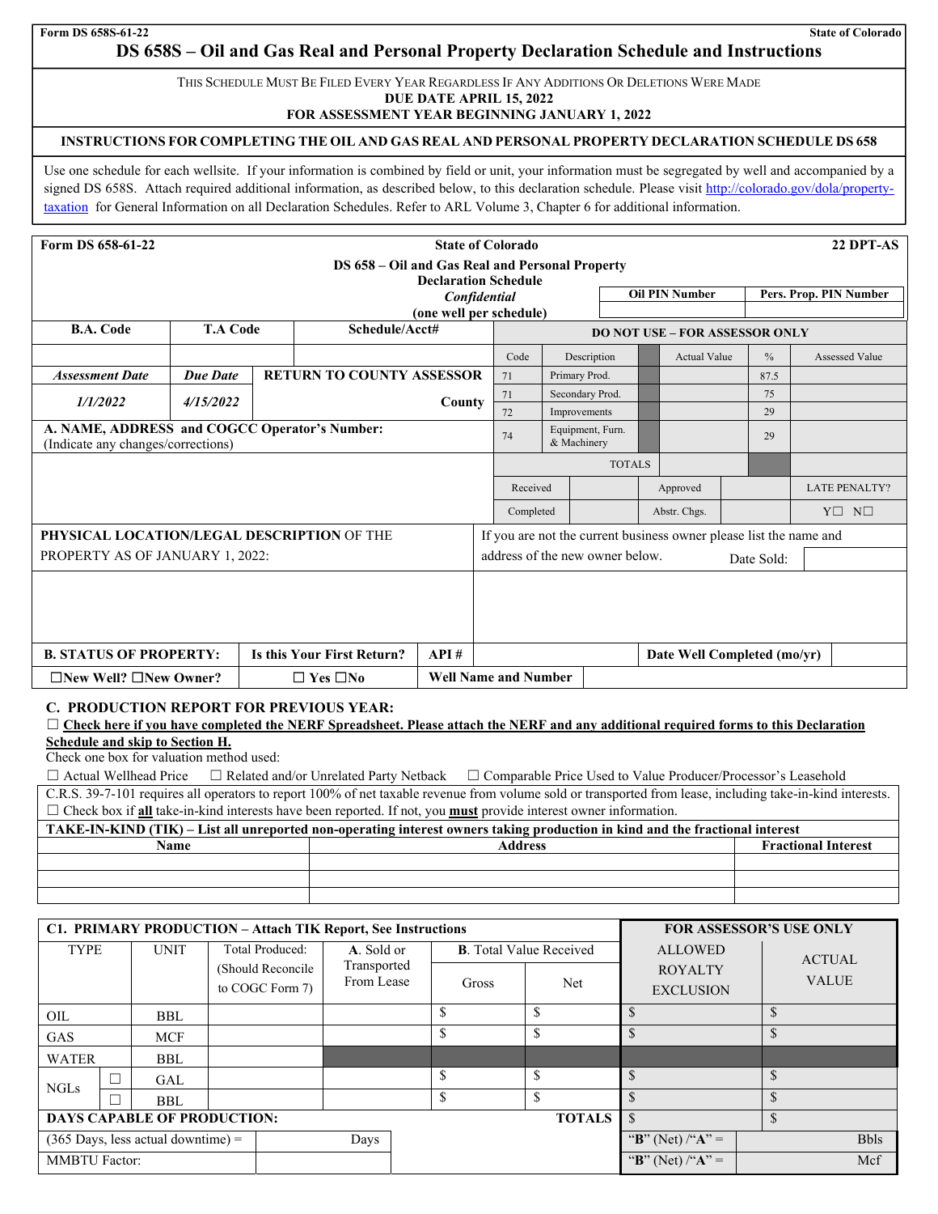Form DS 658S-61-22 State of Colorado

# DS 658S – Oil and Gas Real and Personal Property Declaration Schedule and Instructions

THIS SCHEDULE MUST BE FILED EVERY YEAR REGARDLESS IF ANY ADDITIONS OR DELETIONS WERE MADE
**DUE DATE APRIL 15, 2022**
**FOR ASSESSMENT YEAR BEGINNING JANUARY 1, 2022**

**INSTRUCTIONS FOR COMPLETING THE OIL AND GAS REAL AND PERSONAL PROPERTY DECLARATION SCHEDULE DS 658**

Use one schedule for each wellsite. If your information is combined by field or unit, your information must be segregated by well and accompanied by a signed DS 658S. Attach required additional information, as described below, to this declaration schedule. Please visit http://colorado.gov/dola/property-taxation for General Information on all Declaration Schedules. Refer to ARL Volume 3, Chapter 6 for additional information.

Form DS 658-61-22 State of Colorado 22 DPT-AS

## DS 658 – Oil and Gas Real and Personal Property Declaration Schedule

*Confidential*
**(one well per schedule)**

| Oil PIN Number | Pers. Prop. PIN Number |
|---|---|
| | |

| B.A. Code | T.A Code | Schedule/Acct# |
|---|---|---|
| | | |
| *Assessment Date* | *Due Date* | **RETURN TO COUNTY ASSESSOR** |
| *1/1/2022* | *4/15/2022* | **County** |

**DO NOT USE – FOR ASSESSOR ONLY**

| Code | Description | Actual Value | % | Assessed Value |
|---|---|---|---|---|
| 71 | Primary Prod. | | 87.5 | |
| 71 | Secondary Prod. | | 75 | |
| 72 | Improvements | | 29 | |
| 74 | Equipment, Furn. & Machinery | | 29 | |
| | TOTALS | | | |

| Received | | Approved | | LATE PENALTY? |
|---|---|---|---|---|
| Completed | | Abstr. Chgs. | | Y☐ N☐ |

**A. NAME, ADDRESS and COGCC Operator's Number:**
(Indicate any changes/corrections)

**PHYSICAL LOCATION/LEGAL DESCRIPTION** OF THE PROPERTY AS OF JANUARY 1, 2022:

If you are not the current business owner please list the name and address of the new owner below. Date Sold:

| **B. STATUS OF PROPERTY:** | **Is this Your First Return?** | **API #** | | **Date Well Completed (mo/yr)** | |
|---|---|---|---|---|---|
| ☐New Well? ☐New Owner? | ☐ Yes ☐No | **Well Name and Number** | | | |

**C. PRODUCTION REPORT FOR PREVIOUS YEAR:**

☐ **Check here if you have completed the NERF Spreadsheet. Please attach the NERF and any additional required forms to this Declaration Schedule and skip to Section H.**

Check one box for valuation method used:

☐ Actual Wellhead Price ☐ Related and/or Unrelated Party Netback ☐ Comparable Price Used to Value Producer/Processor's Leasehold

C.R.S. 39-7-101 requires all operators to report 100% of net taxable revenue from volume sold or transported from lease, including take-in-kind interests.

☐ Check box if **all** take-in-kind interests have been reported. If not, you **must** provide interest owner information.

**TAKE-IN-KIND (TIK) – List all unreported non-operating interest owners taking production in kind and the fractional interest**

| Name | Address | Fractional Interest |
|---|---|---|
| | | |
| | | |
| | | |

| **C1. PRIMARY PRODUCTION – Attach TIK Report, See Instructions** | | | | | | **FOR ASSESSOR'S USE ONLY** | |
|---|---|---|---|---|---|---|---|
| TYPE | UNIT | Total Produced: (Should Reconcile to COGC Form 7) | **A**. Sold or Transported From Lease | **B**. Total Value Received | | ALLOWED ROYALTY EXCLUSION | ACTUAL VALUE |
| | | | | Gross | Net | | |
| OIL | BBL | | | $ | $ | $ | $ |
| GAS | MCF | | | $ | $ | $ | $ |
| WATER | BBL | | | | | | |
| NGLs ☐ | GAL | | | $ | $ | $ | $ |
| NGLs ☐ | BBL | | | $ | $ | $ | $ |
| **DAYS CAPABLE OF PRODUCTION:** | | | | | **TOTALS** | $ | $ |
| (365 Days, less actual downtime) = | | Days | | | | "**B**" (Net) /"**A**" = | Bbls |
| MMBTU Factor: | | | | | | "**B**" (Net) /"**A**" = | Mcf |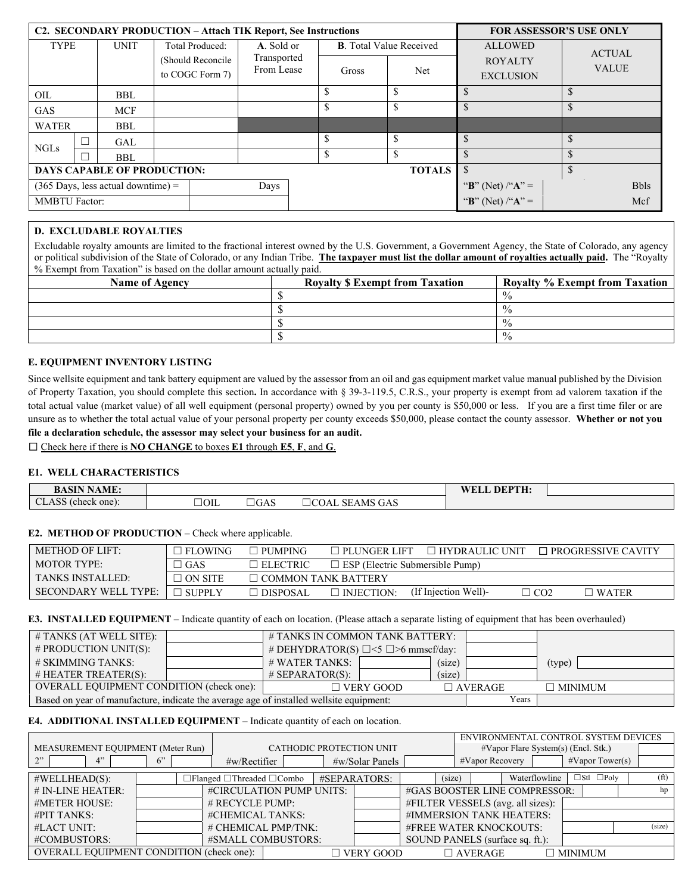## C2. SECONDARY PRODUCTION – Attach TIK Report, See Instructions

| TYPE | | UNIT | Total Produced: (Should Reconcile to COGC Form 7) | **A**. Sold or Transported From Lease | **B**. Total Value Received | | FOR ASSESSOR'S USE ONLY | |
|---|---|---|---|---|---|---|---|---|
| | | | | | Gross | Net | ALLOWED ROYALTY EXCLUSION | ACTUAL VALUE |
| OIL | | BBL | | | $ | $ | $ | $ |
| GAS | | MCF | | | $ | $ | $ | $ |
| WATER | | BBL | | | | | | |
| NGLs | ☐ | GAL | | | $ | $ | $ | $ |
| | ☐ | BBL | | | $ | $ | $ | $ |
| **DAYS CAPABLE OF PRODUCTION:** | | | | | | **TOTALS** | $ | $ |
| (365 Days, less actual downtime) = | | | Days | | | | "**B**" (Net) /"**A**" = | Bbls |
| MMBTU Factor: | | | | | | | "**B**" (Net) /"**A**" = | Mcf |

## D. EXCLUDABLE ROYALTIES

Excludable royalty amounts are limited to the fractional interest owned by the U.S. Government, a Government Agency, the State of Colorado, any agency or political subdivision of the State of Colorado, or any Indian Tribe. **The taxpayer must list the dollar amount of royalties actually paid.** The "Royalty % Exempt from Taxation" is based on the dollar amount actually paid.

| Name of Agency | Royalty $ Exempt from Taxation | Royalty % Exempt from Taxation |
|---|---|---|
| | $ | % |
| | $ | % |
| | $ | % |
| | $ | % |

## E. EQUIPMENT INVENTORY LISTING

Since wellsite equipment and tank battery equipment are valued by the assessor from an oil and gas equipment market value manual published by the Division of Property Taxation, you should complete this section**.** In accordance with § 39-3-119.5, C.R.S., your property is exempt from ad valorem taxation if the total actual value (market value) of all well equipment (personal property) owned by you per county is $50,000 or less. If you are a first time filer or are unsure as to whether the total actual value of your personal property per county exceeds $50,000, please contact the county assessor. **Whether or not you file a declaration schedule, the assessor may select your business for an audit.**

☐ Check here if there is **NO CHANGE** to boxes **E1** through **E5**, **F**, and **G**.

### E1. WELL CHARACTERISTICS

| BASIN NAME: | | WELL DEPTH: | |
|---|---|---|---|
| CLASS (check one): | ☐OIL ☐GAS ☐COAL SEAMS GAS | | |

### E2. METHOD OF PRODUCTION – Check where applicable.

| | | | | | |
|---|---|---|---|---|---|
| METHOD OF LIFT: | ☐ FLOWING | ☐ PUMPING | ☐ PLUNGER LIFT | ☐ HYDRAULIC UNIT | ☐ PROGRESSIVE CAVITY |
| MOTOR TYPE: | ☐ GAS | ☐ ELECTRIC | ☐ ESP (Electric Submersible Pump) | | |
| TANKS INSTALLED: | ☐ ON SITE | ☐ COMMON TANK BATTERY | | | |
| SECONDARY WELL TYPE: | ☐ SUPPLY | ☐ DISPOSAL | ☐ INJECTION: (If Injection Well)- | ☐ CO2 | ☐ WATER |

### E3. INSTALLED EQUIPMENT – Indicate quantity of each on location. (Please attach a separate listing of equipment that has been overhauled)

| | | | | | | |
|---|---|---|---|---|---|---|
| # TANKS (AT WELL SITE): | | # TANKS IN COMMON TANK BATTERY: | | | | |
| # PRODUCTION UNIT(S): | | # DEHYDRATOR(S) ☐<5 ☐>6 mmscf/day: | | | | |
| # SKIMMING TANKS: | | # WATER TANKS: | | (size) | | (type) |
| # HEATER TREATER(S): | | # SEPARATOR(S): | | (size) | | |
| OVERALL EQUIPMENT CONDITION (check one): | | ☐ VERY GOOD | | ☐ AVERAGE | | ☐ MINIMUM |
| Based on year of manufacture, indicate the average age of installed wellsite equipment: | | | | Years | | |

### E4. ADDITIONAL INSTALLED EQUIPMENT – Indicate quantity of each on location.

| MEASUREMENT EQUIPMENT (Meter Run) | | | | | | CATHODIC PROTECTION UNIT | | | | ENVIRONMENTAL CONTROL SYSTEM DEVICES #Vapor Flare System(s) (Encl. Stk.) | | | |
|---|---|---|---|---|---|---|---|---|---|---|---|---|---|
| 2" | | 4" | | 6" | | #w/Rectifier | | #w/Solar Panels | | #Vapor Recovery | | #Vapor Tower(s) | |

| | | | | | | |
|---|---|---|---|---|---|---|
| #WELLHEAD(S): | | ☐Flanged ☐Threaded ☐Combo | #SEPARATORS: | (size) | Waterflowline ☐Stl ☐Poly | (ft) |
| # IN-LINE HEATER: | | #CIRCULATION PUMP UNITS: | | #GAS BOOSTER LINE COMPRESSOR: | | hp |
| #METER HOUSE: | | # RECYCLE PUMP: | | #FILTER VESSELS (avg. all sizes): | | |
| #PIT TANKS: | | #CHEMICAL TANKS: | | #IMMERSION TANK HEATERS: | | |
| #LACT UNIT: | | # CHEMICAL PMP/TNK: | | #FREE WATER KNOCKOUTS: | | (size) |
| #COMBUSTORS: | | #SMALL COMBUSTORS: | | SOUND PANELS (surface sq. ft.): | | |
| OVERALL EQUIPMENT CONDITION (check one): | | ☐ VERY GOOD | | ☐ AVERAGE | ☐ MINIMUM | |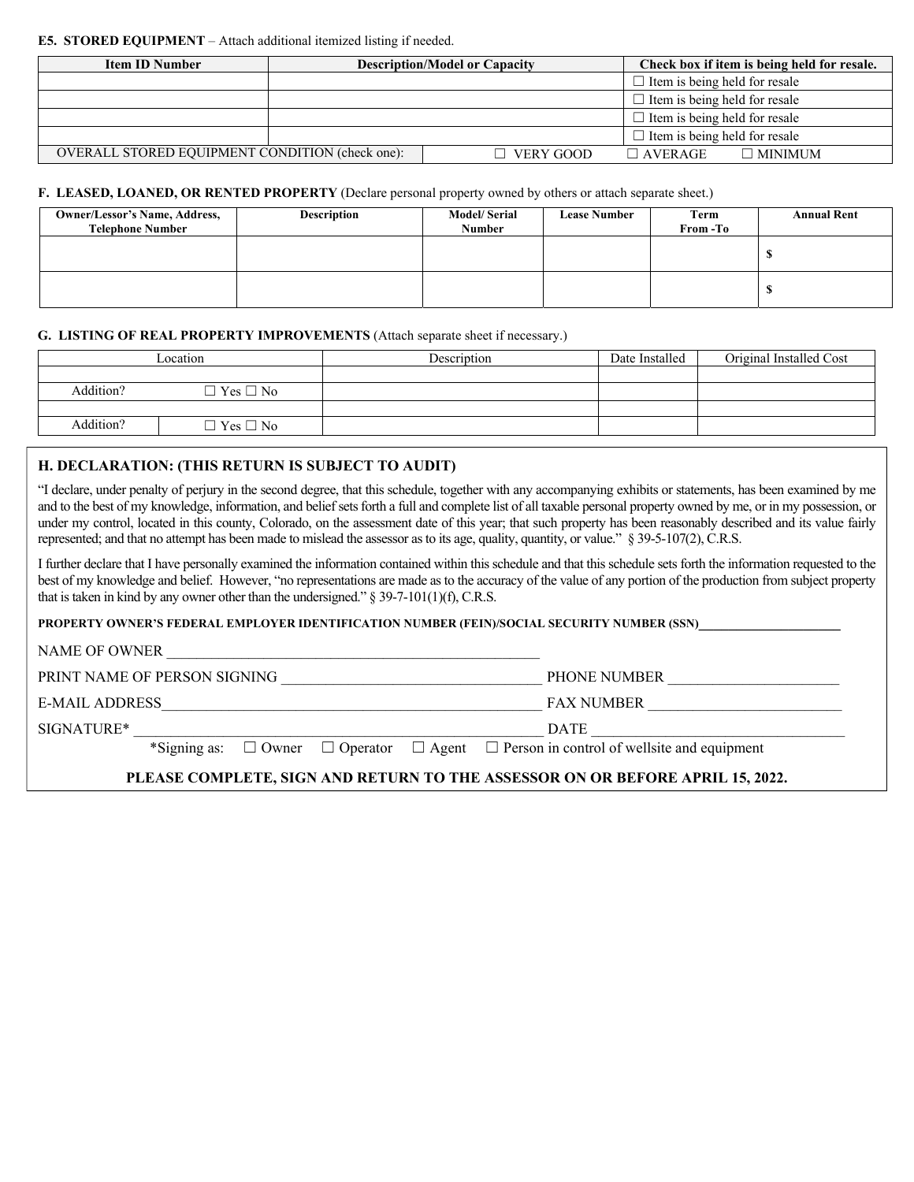**E5. STORED EQUIPMENT** – Attach additional itemized listing if needed.

| Item ID Number | Description/Model or Capacity | Check box if item is being held for resale. |
|---|---|---|
| | | ☐ Item is being held for resale |
| | | ☐ Item is being held for resale |
| | | ☐ Item is being held for resale |
| | | ☐ Item is being held for resale |
| OVERALL STORED EQUIPMENT CONDITION (check one): | ☐ VERY GOOD | ☐ AVERAGE ☐ MINIMUM |

**F. LEASED, LOANED, OR RENTED PROPERTY** (Declare personal property owned by others or attach separate sheet.)

| Owner/Lessor's Name, Address, Telephone Number | Description | Model/ Serial Number | Lease Number | Term From -To | Annual Rent |
|---|---|---|---|---|---|
| | | | | | $ |
| | | | | | $ |

**G. LISTING OF REAL PROPERTY IMPROVEMENTS** (Attach separate sheet if necessary.)

| Location | | Description | Date Installed | Original Installed Cost |
|---|---|---|---|---|
| | | | | |
| Addition? | ☐ Yes ☐ No | | | |
| | | | | |
| Addition? | ☐ Yes ☐ No | | | |

## H. DECLARATION: (THIS RETURN IS SUBJECT TO AUDIT)

"I declare, under penalty of perjury in the second degree, that this schedule, together with any accompanying exhibits or statements, has been examined by me and to the best of my knowledge, information, and belief sets forth a full and complete list of all taxable personal property owned by me, or in my possession, or under my control, located in this county, Colorado, on the assessment date of this year; that such property has been reasonably described and its value fairly represented; and that no attempt has been made to mislead the assessor as to its age, quality, quantity, or value." § 39-5-107(2), C.R.S.

I further declare that I have personally examined the information contained within this schedule and that this schedule sets forth the information requested to the best of my knowledge and belief. However, "no representations are made as to the accuracy of the value of any portion of the production from subject property that is taken in kind by any owner other than the undersigned." § 39-7-101(1)(f), C.R.S.

**PROPERTY OWNER'S FEDERAL EMPLOYER IDENTIFICATION NUMBER (FEIN)/SOCIAL SECURITY NUMBER (SSN)**______________________

NAME OF OWNER ______________________________________________________

PRINT NAME OF PERSON SIGNING ____________________________________ PHONE NUMBER _______________________

E-MAIL ADDRESS______________________________________________________ FAX NUMBER __________________________

SIGNATURE* ________________________________________________________ DATE _________________________________

*Signing as: ☐ Owner ☐ Operator ☐ Agent ☐ Person in control of wellsite and equipment

**PLEASE COMPLETE, SIGN AND RETURN TO THE ASSESSOR ON OR BEFORE APRIL 15, 2022.**